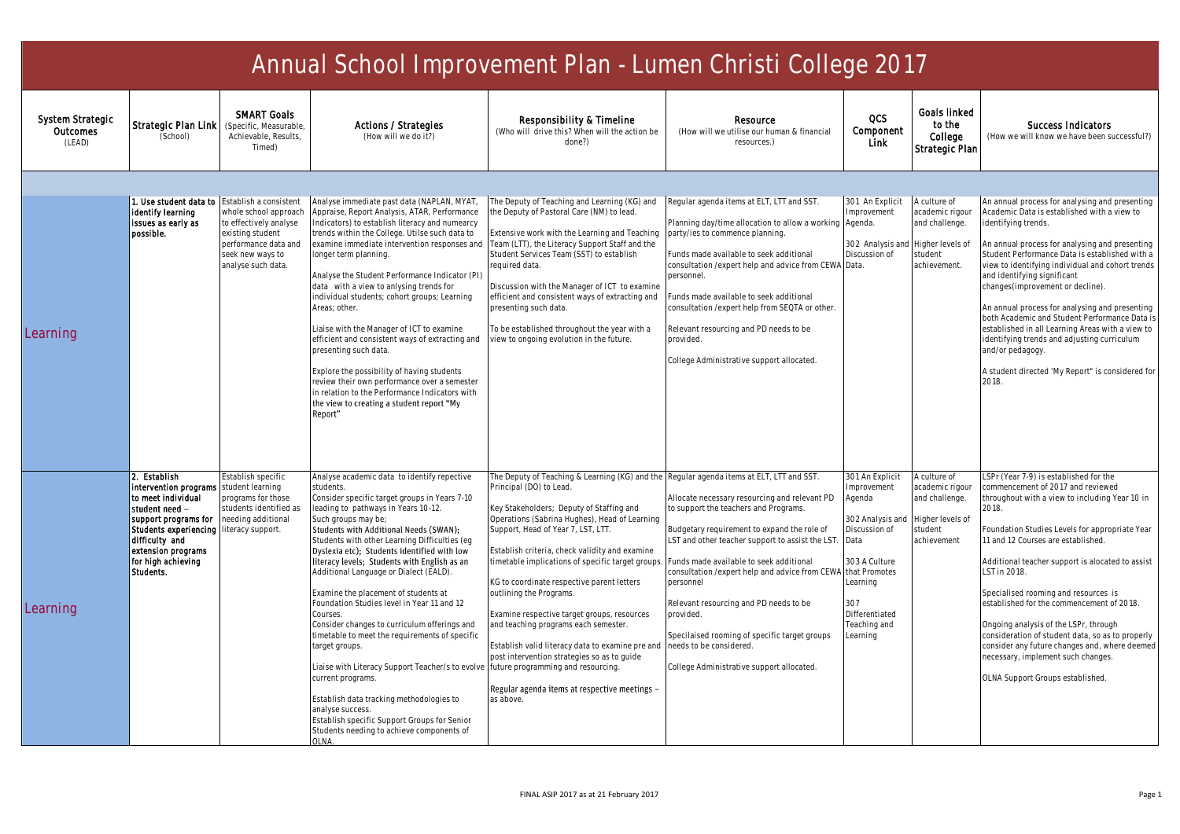# Annual School Improvement Plan - Lumen Christi College 2017

| System Strategic Outcomes (LEAD) | Strategic Plan Link (School) | SMART Goals (Specific, Measurable, Achievable, Results, Timed) | Actions / Strategies (How will we do it?) | Responsibility & Timeline (Who will drive this? When will the action be done?) | Resource (How will we utilise our human & financial resources.) | QCS Component Link | Goals linked to the College Strategic Plan | Success Indicators (How we will know we have been successful?) |
|---|---|---|---|---|---|---|---|---|
| | | | | | | | | |
| Learning | **1. Use student data to identify learning issues as early as possible.** | Establish a consistent whole school approach to effectively analyse existing student performance data and seek new ways to analyse such data. | Analyse immediate past data (NAPLAN, MYAT, Appraise, Report Analysis, ATAR, Performance Indicators) to establish literacy and numeracy trends within the College. Utilse such data to examine immediate intervention responses and longer term planning.<br><br>Analyse the Student Performance Indicator (PI) data with a view to anlysing trends for individual students; cohort groups; Learning Areas; other.<br><br>Liaise with the Manager of ICT to examine efficient and consistent ways of extracting and presenting such data.<br><br>Explore the possibility of having students review their own performance over a semester in relation to the Performance Indicators with the view to creating a student report "My Report" | The Deputy of Teaching and Learning (KG) and the Deputy of Pastoral Care (NM) to lead.<br><br>Extensive work with the Learning and Teaching Team (LTT), the Literacy Support Staff and the Student Services Team (SST) to establish required data.<br><br>Discussion with the Manager of ICT to examine efficient and consistent ways of extracting and presenting such data.<br><br>To be established throughout the year with a view to ongoing evolution in the future. | Regular agenda items at ELT, LTT and SST.<br><br>Planning day/time allocation to allow a working party/ies to commence planning.<br><br>Funds made available to seek additional consultation /expert help and advice from CEWA personnel.<br><br>Funds made available to seek additional consultation /expert help from SEQTA or other.<br><br>Relevant resourcing and PD needs to be provided.<br><br>College Administrative support allocated. | 301 An Explicit Improvement Agenda.<br><br>302 Analysis and Discussion of Data. | A culture of academic rigour and challenge.<br><br>Higher levels of student achievement. | An annual process for analysing and presenting Academic Data is established with a view to identifying trends.<br><br>An annual process for analysing and presenting Student Performance Data is established with a view to identifying individual and cohort trends and identifying significant changes(improvement or decline).<br><br>An annual process for analysing and presenting both Academic and Student Performance Data is established in all Learning Areas with a view to identifying trends and adjusting curriculum and/or pedagogy.<br><br>A student directed 'My Report" is considered for 2018. |
| Learning | **2. Establish intervention programs to meet individual student need – support programs for Students experiencing difficulty and extension programs for high achieving Students.** | Establish specific student learning programs for those students identified as needing additional literacy support. | Analyse academic data to identify repective students.<br>Consider specific target groups in Years 7-10 leading to pathways in Years 10-12.<br>Such groups may be;<br>Students with Additional Needs (SWAN);<br>Students with other Learning Difficulties (eg Dyslexia etc); Students identified with low literacy levels; Students with English as an Additional Language or Dialect (EALD).<br><br>Examine the placement of students at Foundation Studies level in Year 11 and 12 Courses.<br>Consider changes to curriculum offerings and timetable to meet the requirements of specific target groups.<br><br>Liaise with Literacy Support Teacher/s to evolve current programs.<br><br>Establish data tracking methodologies to analyse success.<br>Establish specific Support Groups for Senior Students needing to achieve components of OLNA. | The Deputy of Teaching & Learning (KG) and the Principal (DO) to Lead.<br><br>Key Stakeholders; Deputy of Staffing and Operations (Sabrina Hughes), Head of Learning Support, Head of Year 7, LST, LTT.<br><br>Establish criteria, check validity and examine timetable implications of specific target groups.<br><br>KG to coordinate respective parent letters outlining the Programs.<br><br>Examine respective target groups, resources and teaching programs each semester.<br><br>Establish valid literacy data to examine pre and post intervention strategies so as to guide future programming and resourcing.<br><br>Regular agenda items at respective meetings – as above. | Regular agenda items at ELT, LTT and SST.<br><br>Allocate necessary resourcing and relevant PD to support the teachers and Programs.<br><br>Budgetary requirement to expand the role of LST and other teacher support to assist the LST.<br><br>Funds made available to seek additional consultation /expert help and advice from CEWA personnel<br><br>Relevant resourcing and PD needs to be provided.<br><br>Specilaised rooming of specific target groups needs to be considered.<br><br>College Administrative support allocated. | 301 An Explicit Improvement Agenda<br><br>302 Analysis and Discussion of Data<br><br>303 A Culture that Promotes Learning<br><br>307 Differentiated Teaching and Learning | A culture of academic rigour and challenge.<br><br>Higher levels of student achievement | LSPr (Year 7-9) is established for the commencement of 2017 and reviewed throughout with a view to including Year 10 in 2018.<br><br>Foundation Studies Levels for appropriate Year 11 and 12 Courses are established.<br><br>Additional teacher support is alocated to assist LST in 2018.<br><br>Specialised rooming and resources is established for the commencement of 2018.<br><br>Ongoing analysis of the LSPr, through consideration of student data, so as to properly consider any future changes and, where deemed necessary, implement such changes.<br><br>OLNA Support Groups established. |

FINAL ASIP 2017 as at 21 February 2017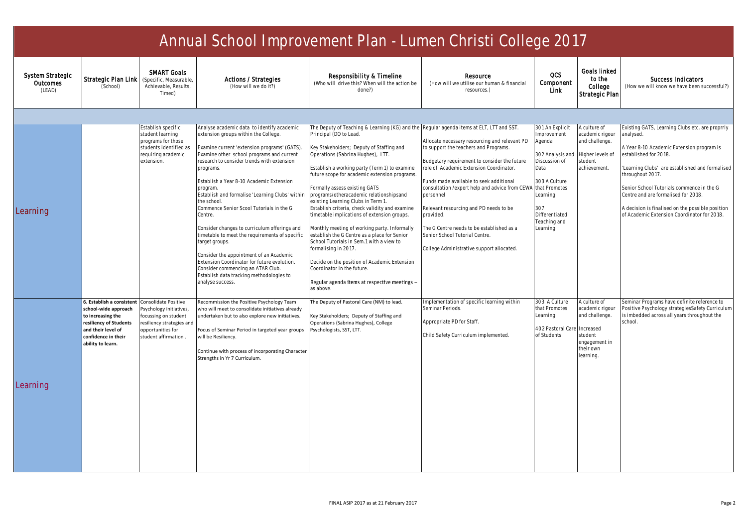# Annual School Improvement Plan - Lumen Christi College 2017

| System Strategic Outcomes (LEAD) | Strategic Plan Link (School) | SMART Goals (Specific, Measurable, Achievable, Results, Timed) | Actions / Strategies (How will we do it?) | Responsibility & Timeline (Who will drive this? When will the action be done?) | Resource (How will we utilise our human & financial resources.) | QCS Component Link | Goals linked to the College Strategic Plan | Success Indicators (How we will know we have been successful?) |
|---|---|---|---|---|---|---|---|---|
| | | | | | | | | |
| Learning | | Establish specific student learning programs for those students identified as requiring academic extension. | Analyse academic data to identify academic extension groups within the College.<br><br>Examine current 'extension programs' (GATS). Examine other school programs and current research to consider trends with extension programs.<br><br>Establish a Year 8-10 Academic Extension program.<br>Establish and formalise 'Learning Clubs' within the school.<br>Commence Senior Scool Tutorials in the G Centre.<br><br>Consider changes to curriculum offerings and timetable to meet the requirements of specific target groups.<br><br>Consider the appointment of an Academic Extension Coordinator for future evolution.<br>Consider commencing an ATAR Club.<br>Establish data tracking methodologies to analyse success. | The Deputy of Teaching & Learning (KG) and the Principal (DO to Lead.<br><br>Key Stakeholders; Deputy of Staffing and Operations (Sabrina Hughes), LTT.<br><br>Establish a working party (Term 1) to examine future scope for academic extension programs.<br><br>Formally assess existing GATS programs/otheracademic relationshipsand existing Learning Clubs in Term 1.<br>Establish criteria, check validity and examine timetable implications of extension groups.<br><br>Monthly meeting of working party. Informally establish the G Centre as a place for Senior School Tutorials in Sem.1 with a view to formalising in 2017.<br><br>Decide on the position of Academic Extension Coordinator in the future.<br><br>Regular agenda items at respective meetings – as above. | Regular agenda items at ELT, LTT and SST.<br><br>Allocate necessary resourcing and relevant PD to support the teachers and Programs.<br><br>Budgetary requirement to consider the future role of Academic Extension Coordinator.<br><br>Funds made available to seek additional consultation /expert help and advice from CEWA personnel<br><br>Relevant resourcing and PD needs to be provided.<br><br>The G Centre needs to be established as a Senior School Tutorial Centre.<br><br>College Administrative support allocated. | 301 An Explicit Improvement Agenda<br><br>302 Analysis and Discussion of Data<br><br>303 A Culture that Promotes Learning<br><br>307 Differentiated Teaching and Learning | A culture of academic rigour and challenge.<br><br>Higher levels of student achievement. | Existing GATS, Learning Clubs etc. are proprrly analysed.<br><br>A Year 8-10 Academic Extension program is established for 2018.<br><br>'Learning Clubs' are established and formalised throughout 2017.<br><br>Senior School Tutorials commence in the G Centre and are formalised for 2018.<br><br>A decision is finalised on the possible position of Academic Extension Coordinator for 2018. |
| Learning | **6. Establish a consistent school-wide approach to increasing the resiliency of Students and their level of confidence in their ability to learn.** | Consolidate Positive Psychology initiatives, focussing on student resiliency strategies and opportunities for student affirmation . | Recommission the Positive Psychology Team who will meet to consolidate initiatives already undertaken but to also explore new initiatives.<br><br>Focus of Seminar Period in targeted year groups will be Resiliency.<br><br>Continue with process of incorporating Character Strengths in Yr 7 Curriculum. | The Deputy of Pastoral Care (NM) to lead.<br><br>Key Stakeholders; Deputy of Staffing and Operations (Sabrina Hughes), College Psychologists, SST, LTT. | Implementation of specific learning within Seminar Periods.<br><br>Appropriate PD for Staff.<br><br>Child Safety Curriculum implemented. | 303 A Culture that Promotes Learning<br><br>402 Pastoral Care of Students | A culture of academic rigour and challenge.<br><br>Increased student engagement in their own learning. | Seminar Programs have definite reference to Positive Psychology strategiesSafety Curriculum is imbedded across all years throughout the school. |

FINAL ASIP 2017 as at 21 February 2017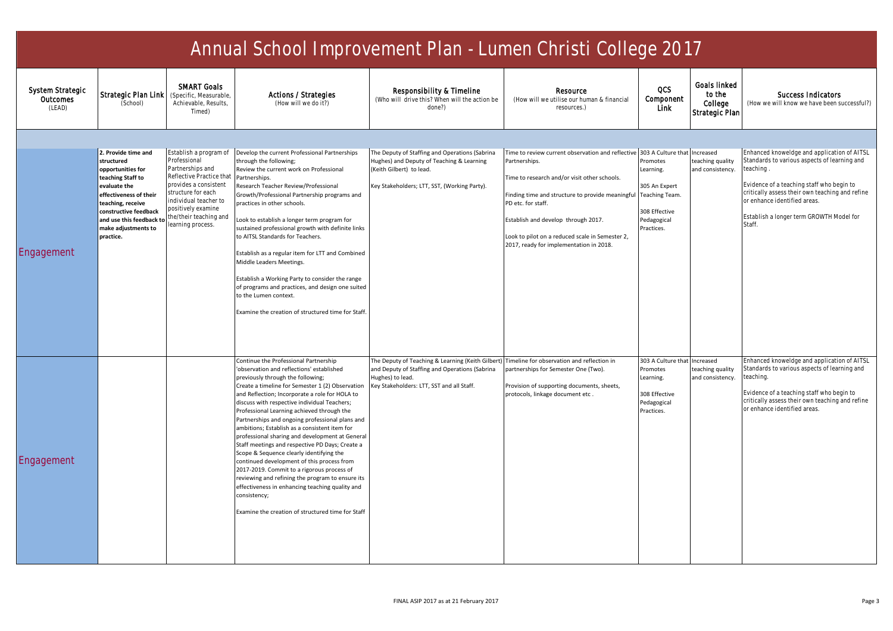# Annual School Improvement Plan - Lumen Christi College 2017

| System Strategic Outcomes (LEAD) | Strategic Plan Link (School) | SMART Goals (Specific, Measurable, Achievable, Results, Timed) | Actions / Strategies (How will we do it?) | Responsibility & Timeline (Who will drive this? When will the action be done?) | Resource (How will we utilise our human & financial resources.) | QCS Component Link | Goals linked to the College Strategic Plan | Success Indicators (How we will know we have been successful?) |
| --- | --- | --- | --- | --- | --- | --- | --- | --- |
| Engagement | **2. Provide time and structured opportunities for teaching Staff to evaluate the effectiveness of their teaching, receive constructive feedback and use this feedback to make adjustments to practice.** | Establish a program of Professional Partnerships and Reflective Practice that provides a consistent structure for each individual teacher to positively examine the/their teaching and learning process. | Develop the current Professional Partnerships through the following;<br>Review the current work on Professional Partnerships.<br>Research Teacher Review/Professional Growth/Professional Partnership programs and practices in other schools.<br><br>Look to establish a longer term program for sustained professional growth with definite links to AITSL Standards for Teachers.<br><br>Establish as a regular item for LTT and Combined Middle Leaders Meetings.<br><br>Establish a Working Party to consider the range of programs and practices, and design one suited to the Lumen context.<br><br>Examine the creation of structured time for Staff. | The Deputy of Staffing and Operations (Sabrina Hughes) and Deputy of Teaching & Learning (Keith Gilbert) to lead.<br><br>Key Stakeholders; LTT, SST, (Working Party). | Time to review current observation and reflective Partnerships.<br><br>Time to research and/or visit other schools.<br><br>Finding time and structure to provide meaningful PD etc. for staff.<br><br>Establish and develop through 2017.<br><br>Look to pilot on a reduced scale in Semester 2, 2017, ready for implementation in 2018. | 303 A Culture that Promotes Learning.<br><br>305 An Expert Teaching Team.<br><br>308 Effective Pedagogical Practices. | Increased teaching quality and consistency. | Enhanced knoweldge and application of AITSL Standards to various aspects of learning and teaching .<br><br>Evidence of a teaching staff who begin to critically assess their own teaching and refine or enhance identified areas.<br><br>Establish a longer term GROWTH Model for Staff. |
| Engagement | | | Continue the Professional Partnership 'observation and reflections' established previously through the following;<br>Create a timeline for Semester 1 (2) Observation and Reflection; Incorporate a role for HOLA to discuss with respective individual Teachers; Professional Learning achieved through the Partnerships and ongoing professional plans and ambitions; Establish as a consistent item for professional sharing and development at General Staff meetings and respective PD Days; Create a Scope & Sequence clearly identifying the continued development of this process from 2017-2019. Commit to a rigorous process of reviewing and refining the program to ensure its effectiveness in enhancing teaching quality and consistency;<br><br>Examine the creation of structured time for Staff | The Deputy of Teaching & Learning (Keith Gilbert) and Deputy of Staffing and Operations (Sabrina Hughes) to lead.<br>Key Stakeholders: LTT, SST and all Staff. | Timeline for observation and reflection in partnerships for Semester One (Two).<br><br>Provision of supporting documents, sheets, protocols, linkage document etc . | 303 A Culture that Promotes Learning.<br><br>308 Effective Pedagogical Practices. | Increased teaching quality and consistency. | Enhanced knoweldge and application of AITSL Standards to various aspects of learning and teaching.<br><br>Evidence of a teaching staff who begin to critically assess their own teaching and refine or enhance identified areas. |

FINAL ASIP 2017 as at 21 February 2017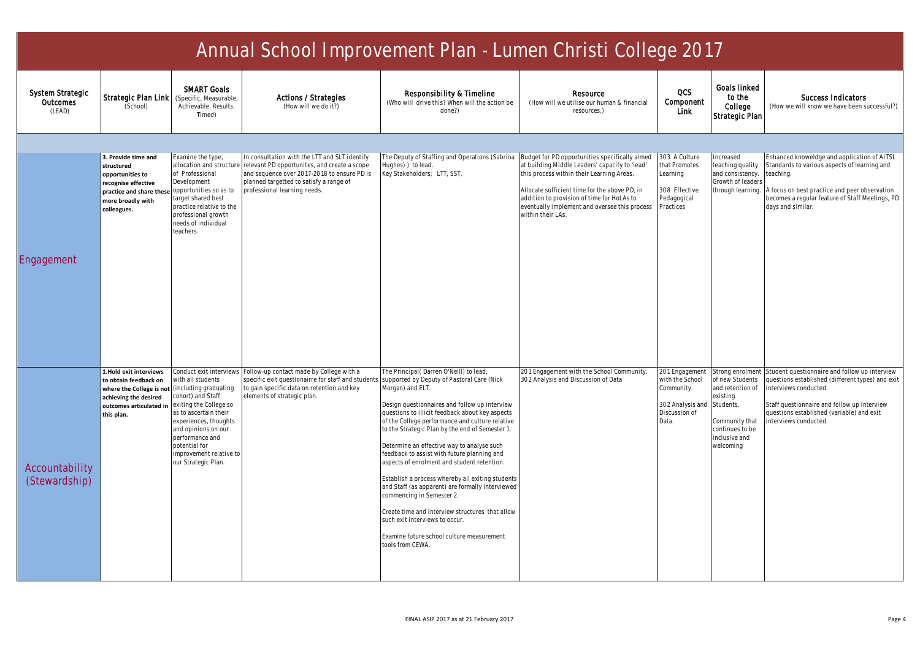# Annual School Improvement Plan - Lumen Christi College 2017

| System Strategic Outcomes (LEAD) | Strategic Plan Link (School) | SMART Goals (Specific, Measurable, Achievable, Results, Timed) | Actions / Strategies (How will we do it?) | Responsibility & Timeline (Who will drive this? When will the action be done?) | Resource (How will we utilise our human & financial resources.) | QCS Component Link | Goals linked to the College Strategic Plan | Success Indicators (How we will know we have been successful?) |
|---|---|---|---|---|---|---|---|---|
| | | | | | | | | |
| Engagement | **3. Provide time and structured opportunities to recognise effective practice and share these more broadly with colleagues.** | Examine the type, allocation and structure of Professional Development opportunities so as to target shared best practice relative to the professional growth needs of individual teachers. | In consultation with the LTT and SLT identify relevant PD opportunites, and create a scope and sequence over 2017-2018 to ensure PD is planned targetted to satisfy a range of professional learning needs. | The Deputy of Staffing and Operations (Sabrina Hughes) ) to lead.<br>Key Stakeholders; LTT, SST, | Budget for PD opportunities specifically aimed at building Middle Leaders' capacity to 'lead' this process within their Learning Areas.<br><br>Allocate sufficient time for the above PD, in addition to provision of time for HoLAs to eventually implement and oversee this process within their LAs. | 303 A Culture that Promotes Learning<br><br>308 Effective Pedagogical Practices | Increased teaching quality and consistency. Growth of leaders through learning. | Enhanced knoweldge and application of AITSL Standards to various aspects of learning and teaching.<br><br>A focus on best practice and peer observation becomes a regular feature of Staff Meetings, PD days and similar. |
| Accountability (Stewardship) | **1.Hold exit interviews to obtain feedback on where the College is not achieving the desired outcomes articulated in this plan.** | Conduct exit interviews with all students (including graduating cohort) and Staff exiting the College so as to ascertain their experiences, thoughts and opinions on our performance and potential for improvement relative to our Strategic Plan. | Follow-up contact made by College with a specific exit questionairre for staff and students to gain specific data on retention and key elements of strategic plan. | The Principal( Darren O'Neill) to lead, supported by Deputy of Pastoral Care (Nick Morgan) and ELT.<br><br>Design questionnaires and follow up interview questions to illicit feedback about key aspects of the College performance and culture relative to the Strategic Plan by the end of Semester 1.<br><br>Determine an effective way to analyse such feedback to assist with future planning and aspects of enrolment and student retention.<br><br>Establish a process whereby all exiting students and Staff (as apparent) are formally interviewed commencing in Semester 2.<br><br>Create time and interview structures that allow such exit interviews to occur.<br><br>Examine future school culture measurement tools from CEWA. | 201 Engagement with the School Community.<br>302 Analysis and Discussion of Data | 201 Engagement with the School Community.<br><br>302 Analysis and Discussion of Data. | Strong enrolment of new Students and retention of existing Students.<br><br>Community that continues to be inclusive and welcoming | Student questionnaire and follow up interview questions established (different types) and exit interviews conducted.<br><br>Staff questionnaire and follow up interview questions established (variable) and exit interviews conducted. |

FINAL ASIP 2017 as at 21 February 2017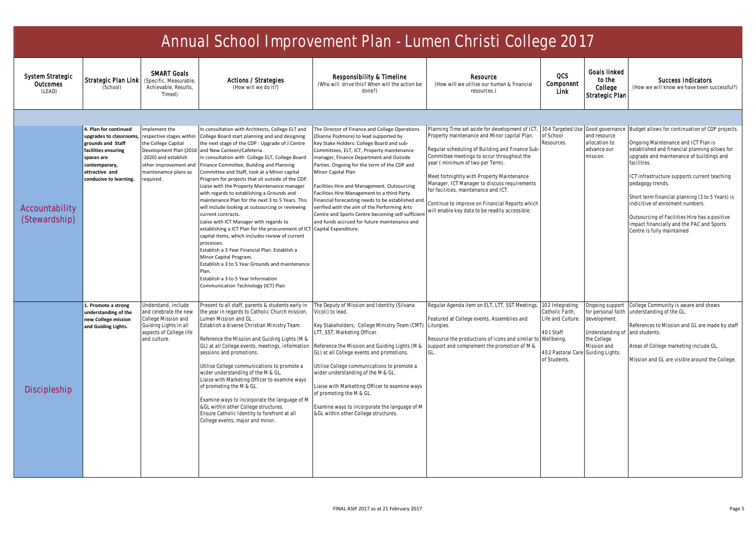# Annual School Improvement Plan - Lumen Christi College 2017

| System Strategic Outcomes (LEAD) | Strategic Plan Link (School) | SMART Goals (Specific, Measurable, Achievable, Results, Timed) | Actions / Strategies (How will we do it?) | Responsibility & Timeline (Who will drive this? When will the action be done?) | Resource (How will we utilise our human & financial resources.) | QCS Component Link | Goals linked to the College Strategic Plan | Success Indicators (How we will know we have been successful?) |
|---|---|---|---|---|---|---|---|---|
| | | | | | | | | |
| Accountability (Stewardship) | **4. Plan for continued upgrades to classrooms, grounds and Staff facilities ensuring spaces are contemporary, attractive and conducive to learning.** | Implement the respective stages within the College Capital Development Plan (2016 -2020) and establish other improvement and maintenamce plans as required. | In consultation with Architects, College ELT and College Board start planning and and designing the next stage of the CDP : Upgrade of J Centre and New Canteen/Cafeteria.<br>In consultation with College ELT, College Board Finance Committee, Building and Planning Committee and Staff, look at a Minor capital Program for projects that sit outside of the CDP.<br>Liaise with the Property Maintenance manager with regards to establishing a Grounds and maintenance Plan for the next 3 to 5 Years. This will include looking at outsourcing or reviewing current contracts.<br>Liaise with ICT Manager with regards to establishing a ICT Plan for the procurement of ICT capital items, which includes review of current processes.<br>Establish a 3 Year Financial Plan. Establish a Minor Capital Program.<br>Establish a 3 to 5 Year Grounds and maintenance Plan.<br>Establish a 3 to 5 Year Information Communication Technology (ICT) Plan | The Director of Finance and College Operations (Dianne Podmore) to lead supported by Key Stake Holders: College Board and sub-Committees, ELT, ICT, Property maintenance manager, Finance Department and Outside Parties. Ongoing for the term of the CDP and Minor Capital Plan<br><br>Facilities Hire and Management. Outsourcing Facilities Hire Management to a third Party. Financial forecasting needs to be established and verified with the aim of the Performing Arts Centre and Sports Centre becoming self sufficient and funds accrued for future maintenance and Capital Expenditure. | Planning Time set aside for development of ICT, Property maintenance and Minor capital Plan.<br><br>Regular scheduling of Building and Finance Sub-Committee meetings to occur throughout the year ( minimum of two per Term).<br><br>Meet fortnightly with Property Maintenance Manager, ICT Manager to discuss requirements for facilities, maintenance and ICT.<br><br>Continue to improve on Financial Reports which will enable key data to be readily accessible. | 304 Targeted Use of School Resources. | Good governance and resource allocation to advance our mission. | Budget allows for continuation of CDP projects.<br><br>Ongoing Maintenance and ICT Plan is established and financial planning allows for upgrade and maintenance of buildings and facilities.<br><br>ICT infrastructure supports current teaching pedagogy trends.<br><br>Short term financial planning (3 to 5 Years) is indicitive of enrolment numbers.<br><br>Outsourcing of Facilities Hire has a positive impact financially and the PAC and Sports Centre is fully maintained |
| Discipleship | **1. Promote a strong understanding of the new College mission and Guiding Lights.** | Understand, include and celebrate the new College Mission and Guiding Lights in all aspects of College life and culture. | Present to all staff, parents & students early in the year in regards to Catholic Church mission, Lumen Mission and GL .<br>Establish a diverse Christian Ministry Team.<br><br>Reference the Mission and Guiding Lights (M & GL) at all College events, meetings, information sessions and promotions.<br><br>Utilise College communications to promote a wider understanding of the M & GL.<br>Liaise with Marketing Officer to examine ways of promoting the M & GL.<br><br>Examine ways to incorporate the language of M &GL within other College structures.<br>Ensure Catholic Identity to forefront at all College events, major and minor. | The Deputy of Mission and Identity (Silvana Vicoli) to lead.<br><br>Key Stakeholders; College Ministry Team (CMT) LTT, SST, Marketing Officer.<br><br>Reference the Mission and Guiding Lights (M & GL) at all College events and promotions.<br><br>Utilise College communications to promote a wider understanding of the M & GL.<br><br>Liaise with Marketting Officer to examine ways of promoting the M & GL.<br><br>Examine ways to incorporate the language of M &GL within other College structures. | Regular Agenda item on ELT, LTT, SST Meetings.<br><br>Featured at College events, Assemblies and Liturgies.<br><br>Resource the productions of icons and similar to support and complement the promotion of M & GL. | 102 Integrating Catholic Faith, Life and Culture.<br><br>401 Staff Wellbeing.<br><br>402 Pastoral Care of Students. | Ongoing support for personal faith development.<br><br>Understanding of the College Mission and Guiding Lights. | College Community is aware and shows understanding of the GL.<br><br>References to Mission and GL are made by staff and students.<br><br>Areas of College marketing include GL.<br><br>Mission and GL are visible around the College. |

FINAL ASIP 2017 as at 21 February 2017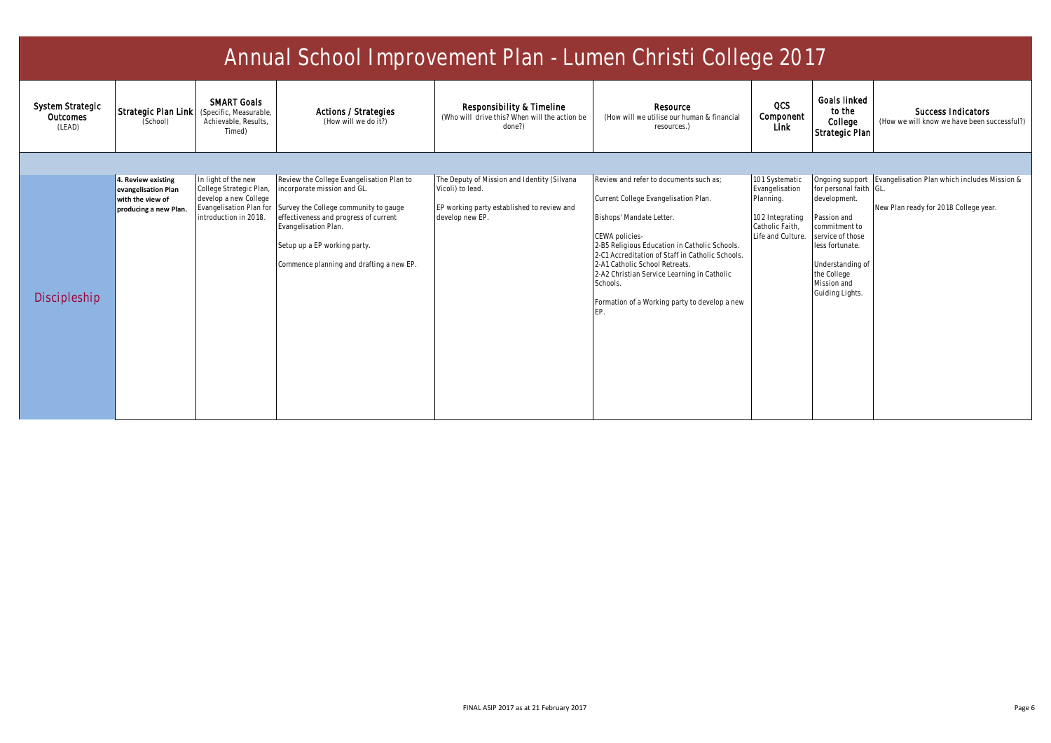# Annual School Improvement Plan - Lumen Christi College 2017

| System Strategic Outcomes (LEAD) | Strategic Plan Link (School) | SMART Goals (Specific, Measurable, Achievable, Results, Timed) | Actions / Strategies (How will we do it?) | Responsibility & Timeline (Who will drive this? When will the action be done?) | Resource (How will we utilise our human & financial resources.) | QCS Component Link | Goals linked to the College Strategic Plan | Success Indicators (How we will know we have been successful?) |
|---|---|---|---|---|---|---|---|---|
| | | | | | | | | |
| Discipleship | **4. Review existing evangelisation Plan with the view of producing a new Plan.** | In light of the new College Strategic Plan, develop a new College Evangelisation Plan for introduction in 2018. | Review the College Evangelisation Plan to incorporate mission and GL.<br><br>Survey the College community to gauge effectiveness and progress of current Evangelisation Plan.<br><br>Setup up a EP working party.<br><br>Commence planning and drafting a new EP. | The Deputy of Mission and Identity (Silvana Vicoli) to lead.<br><br>EP working party established to review and develop new EP. | Review and refer to documents such as;<br><br>Current College Evangelisation Plan.<br><br>Bishops' Mandate Letter.<br><br>CEWA policies-<br>2-B5 Religious Education in Catholic Schools.<br>2-C1 Accreditation of Staff in Catholic Schools.<br>2-A1 Catholic School Retreats.<br>2-A2 Christian Service Learning in Catholic Schools.<br><br>Formation of a Working party to develop a new EP. | 101 Systematic Evangelisation Planning.<br><br>102 Integrating Catholic Faith, Life and Culture. | Ongoing support for personal faith development.<br><br>Passion and commitment to service of those less fortunate.<br><br>Understanding of the College Mission and Guiding Lights. | Evangelisation Plan which includes Mission & GL.<br><br>New Plan ready for 2018 College year. |

FINAL ASIP 2017 as at 21 February 2017